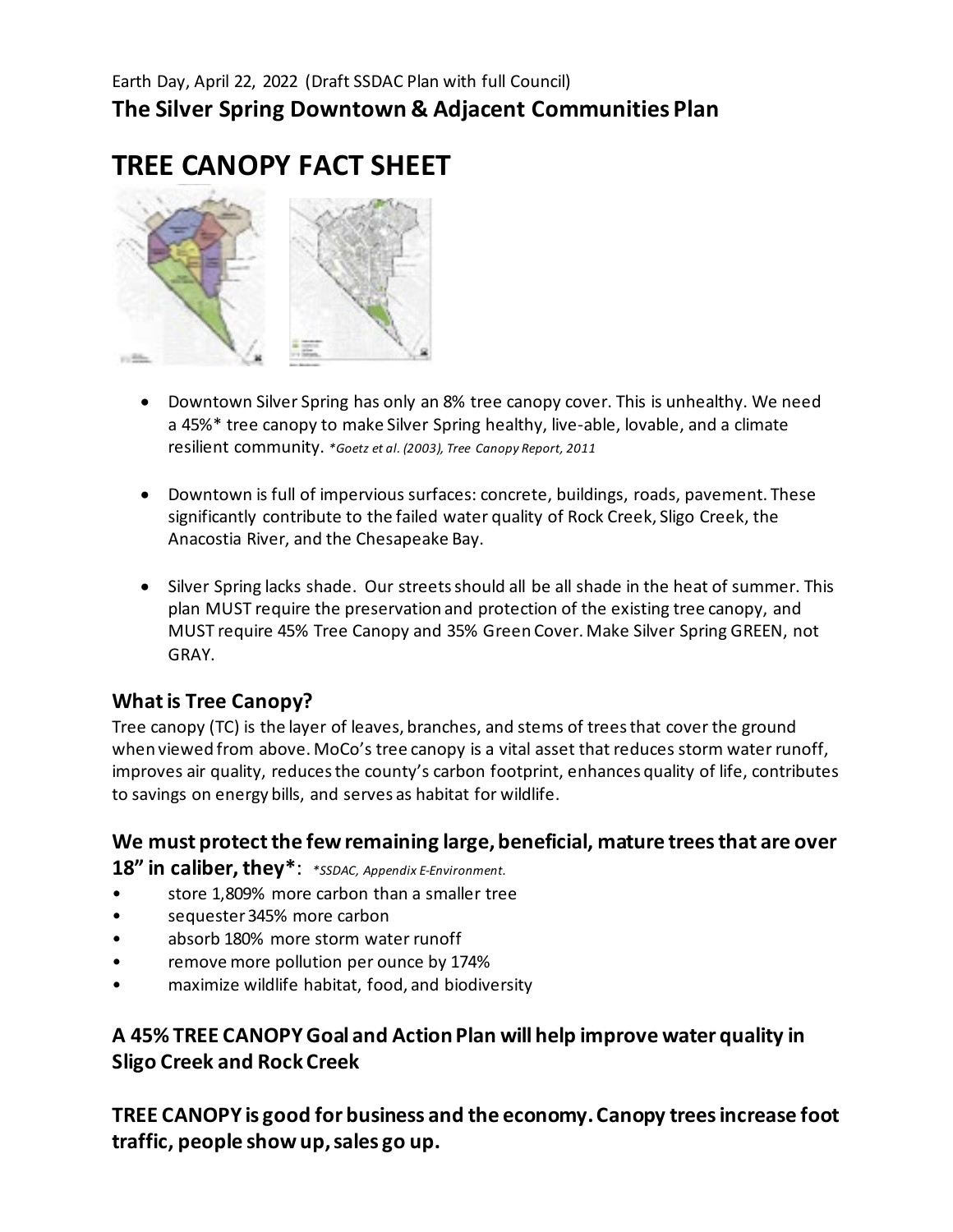Earth Day, April 22, 2022 (Draft SSDAC Plan with full Council)

**The Silver Spring Downtown & Adjacent Communities Plan**

# TREE CANOPY FACT SHEET

- Downtown Silver Spring has only an 8% tree canopy cover. This is unhealthy. We need a 45%* tree canopy to make Silver Spring healthy, live-able, lovable, and a climate resilient community. *\*Goetz et al. (2003), Tree Canopy Report, 2011*
- Downtown is full of impervious surfaces: concrete, buildings, roads, pavement. These significantly contribute to the failed water quality of Rock Creek, Sligo Creek, the Anacostia River, and the Chesapeake Bay.
- Silver Spring lacks shade. Our streets should all be all shade in the heat of summer. This plan MUST require the preservation and protection of the existing tree canopy, and MUST require 45% Tree Canopy and 35% Green Cover. Make Silver Spring GREEN, not GRAY.

## What is Tree Canopy?

Tree canopy (TC) is the layer of leaves, branches, and stems of trees that cover the ground when viewed from above. MoCo's tree canopy is a vital asset that reduces storm water runoff, improves air quality, reduces the county's carbon footprint, enhances quality of life, contributes to savings on energy bills, and serves as habitat for wildlife.

## We must protect the few remaining large, beneficial, mature trees that are over 18" in caliber, they*: *\*SSDAC, Appendix E-Environment.*

- store 1,809% more carbon than a smaller tree
- sequester 345% more carbon
- absorb 180% more storm water runoff
- remove more pollution per ounce by 174%
- maximize wildlife habitat, food, and biodiversity

## A 45% TREE CANOPY Goal and Action Plan will help improve water quality in Sligo Creek and Rock Creek

## TREE CANOPY is good for business and the economy. Canopy trees increase foot traffic, people show up, sales go up.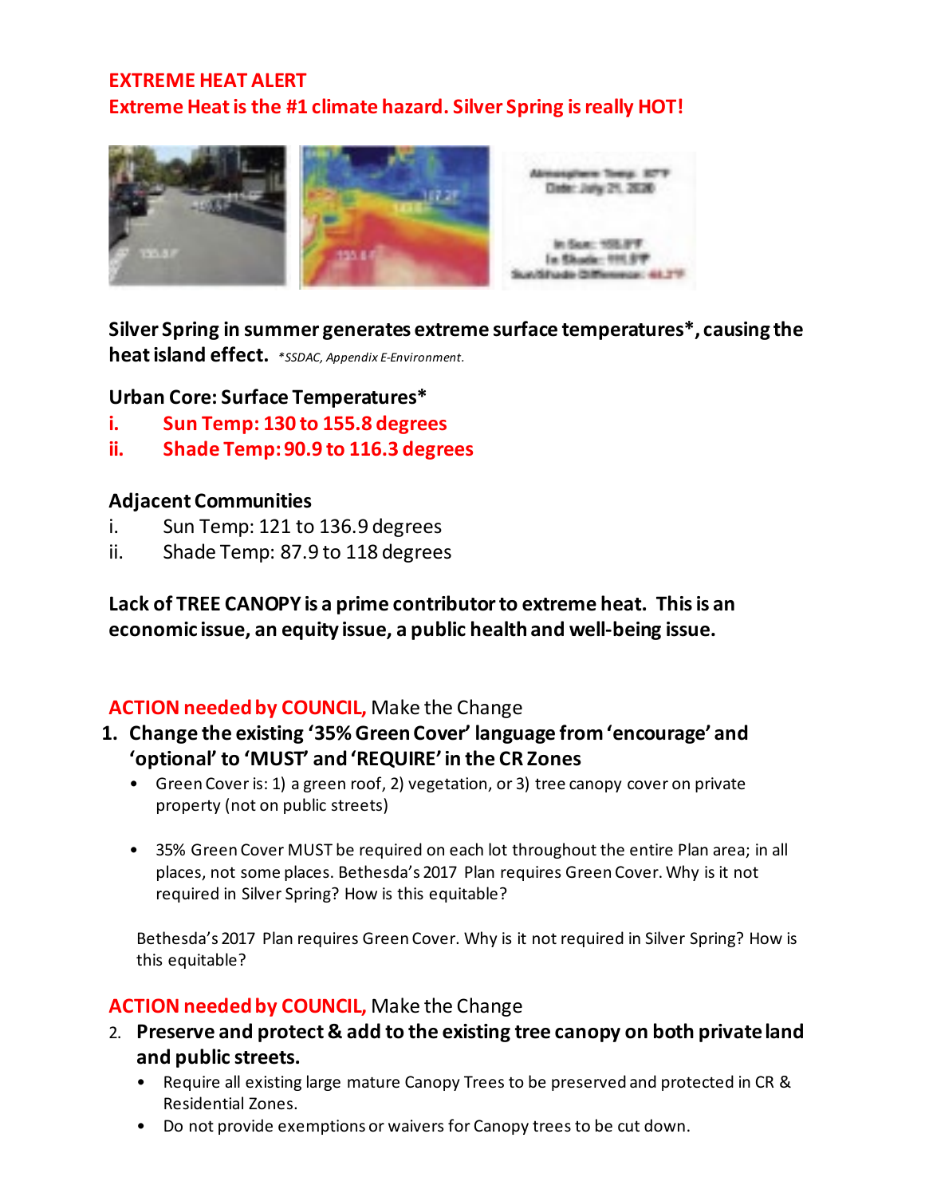**EXTREME HEAT ALERT**

**Extreme Heat is the #1 climate hazard. Silver Spring is really HOT!**

**Silver Spring in summer generates extreme surface temperatures*, causing the heat island effect.** *\*SSDAC, Appendix E-Environment.*

**Urban Core: Surface Temperatures***

- i. **Sun Temp: 130 to 155.8 degrees**
- ii. **Shade Temp: 90.9 to 116.3 degrees**

**Adjacent Communities**

- i. Sun Temp: 121 to 136.9 degrees
- ii. Shade Temp: 87.9 to 118 degrees

**Lack of TREE CANOPY is a prime contributor to extreme heat. This is an economic issue, an equity issue, a public health and well-being issue.**

**ACTION needed by COUNCIL,** Make the Change

1. **Change the existing '35% Green Cover' language from 'encourage' and 'optional' to 'MUST' and 'REQUIRE' in the CR Zones**
   - Green Cover is: 1) a green roof, 2) vegetation, or 3) tree canopy cover on private property (not on public streets)
   - 35% Green Cover MUST be required on each lot throughout the entire Plan area; in all places, not some places. Bethesda's 2017 Plan requires Green Cover. Why is it not required in Silver Spring? How is this equitable?

   Bethesda's 2017 Plan requires Green Cover. Why is it not required in Silver Spring? How is this equitable?

**ACTION needed by COUNCIL,** Make the Change

2. **Preserve and protect & add to the existing tree canopy on both private land and public streets.**
   - Require all existing large mature Canopy Trees to be preserved and protected in CR & Residential Zones.
   - Do not provide exemptions or waivers for Canopy trees to be cut down.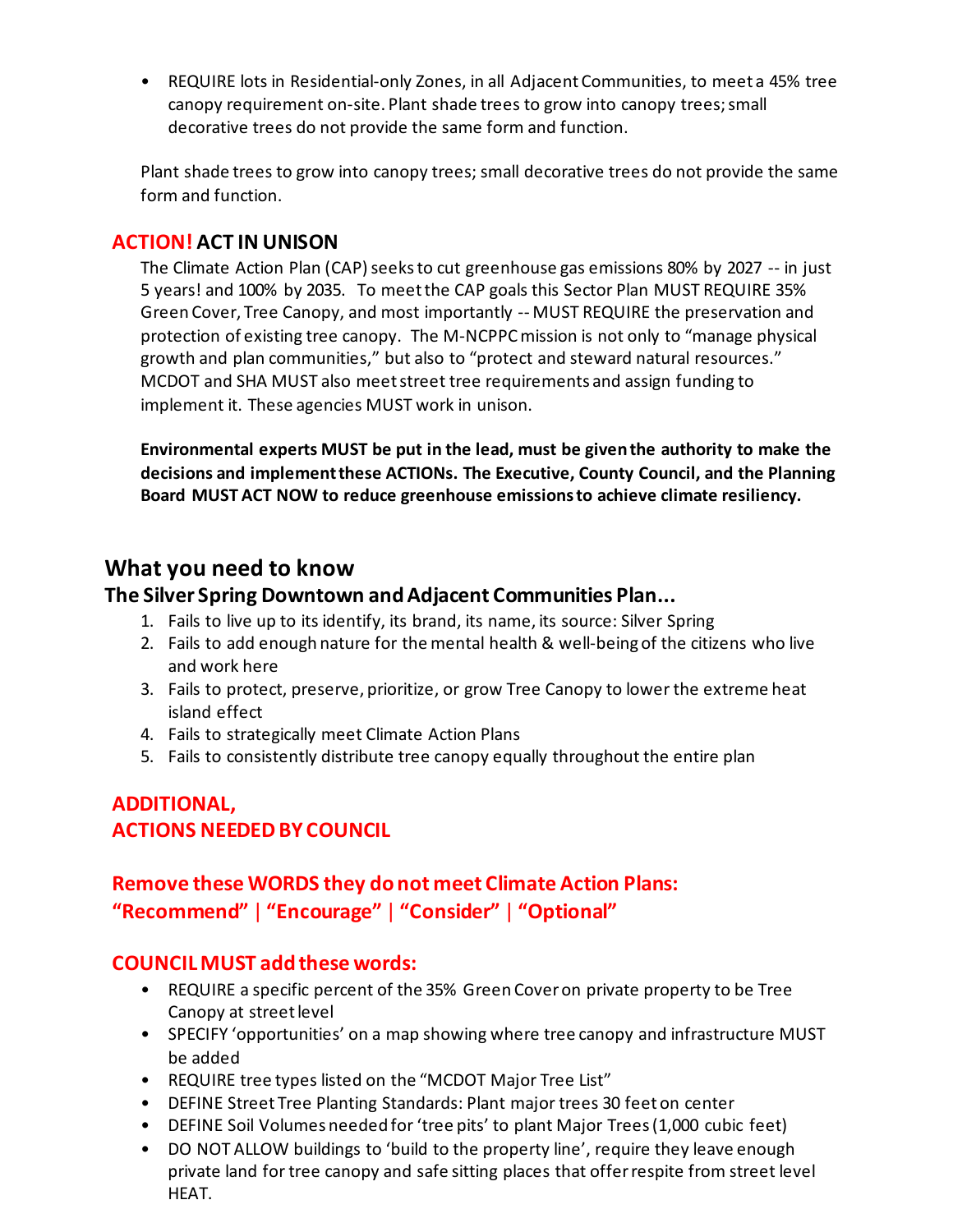- REQUIRE lots in Residential-only Zones, in all Adjacent Communities, to meet a 45% tree canopy requirement on-site. Plant shade trees to grow into canopy trees; small decorative trees do not provide the same form and function.

Plant shade trees to grow into canopy trees; small decorative trees do not provide the same form and function.

### ACTION! ACT IN UNISON

The Climate Action Plan (CAP) seeks to cut greenhouse gas emissions 80% by 2027 -- in just 5 years! and 100% by 2035. To meet the CAP goals this Sector Plan MUST REQUIRE 35% Green Cover, Tree Canopy, and most importantly -- MUST REQUIRE the preservation and protection of existing tree canopy. The M-NCPPC mission is not only to "manage physical growth and plan communities," but also to "protect and steward natural resources." MCDOT and SHA MUST also meet street tree requirements and assign funding to implement it. These agencies MUST work in unison.

**Environmental experts MUST be put in the lead, must be given the authority to make the decisions and implement these ACTIONs. The Executive, County Council, and the Planning Board MUST ACT NOW to reduce greenhouse emissions to achieve climate resiliency.**

## What you need to know

### The Silver Spring Downtown and Adjacent Communities Plan...

1. Fails to live up to its identify, its brand, its name, its source: Silver Spring
2. Fails to add enough nature for the mental health & well-being of the citizens who live and work here
3. Fails to protect, preserve, prioritize, or grow Tree Canopy to lower the extreme heat island effect
4. Fails to strategically meet Climate Action Plans
5. Fails to consistently distribute tree canopy equally throughout the entire plan

### ADDITIONAL, ACTIONS NEEDED BY COUNCIL

### Remove these WORDS they do not meet Climate Action Plans: "Recommend" | "Encourage" | "Consider" | "Optional"

### COUNCIL MUST add these words:

- REQUIRE a specific percent of the 35% Green Cover on private property to be Tree Canopy at street level
- SPECIFY 'opportunities' on a map showing where tree canopy and infrastructure MUST be added
- REQUIRE tree types listed on the "MCDOT Major Tree List"
- DEFINE Street Tree Planting Standards: Plant major trees 30 feet on center
- DEFINE Soil Volumes needed for 'tree pits' to plant Major Trees (1,000 cubic feet)
- DO NOT ALLOW buildings to 'build to the property line', require they leave enough private land for tree canopy and safe sitting places that offer respite from street level HEAT.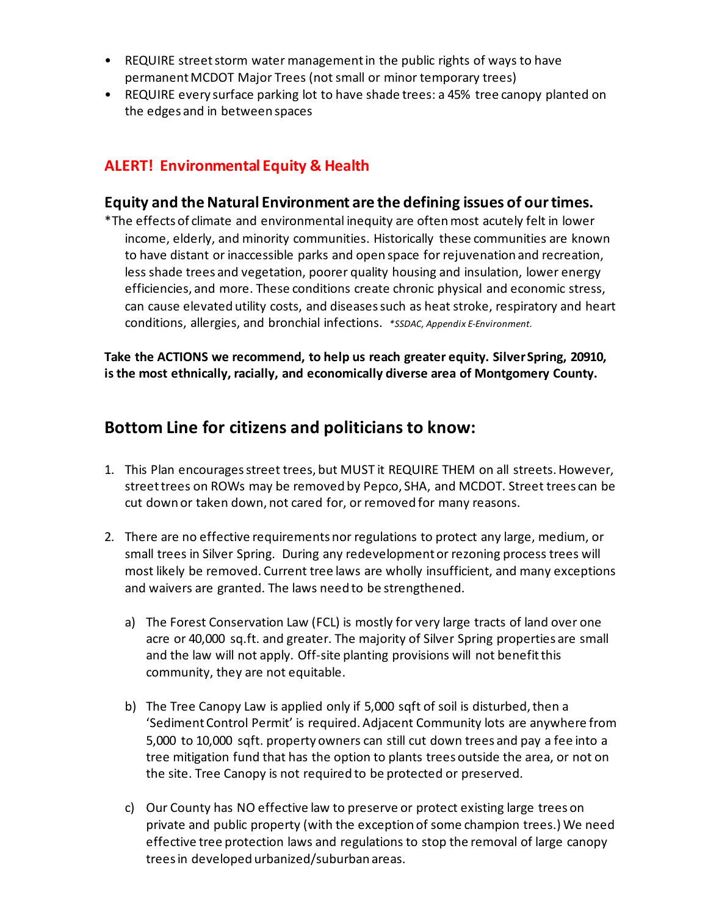- REQUIRE street storm water management in the public rights of ways to have permanent MCDOT Major Trees (not small or minor temporary trees)
- REQUIRE every surface parking lot to have shade trees: a 45% tree canopy planted on the edges and in between spaces

## ALERT! Environmental Equity & Health

### Equity and the Natural Environment are the defining issues of our times.

*The effects of climate and environmental inequity are often most acutely felt in lower income, elderly, and minority communities. Historically these communities are known to have distant or inaccessible parks and open space for rejuvenation and recreation, less shade trees and vegetation, poorer quality housing and insulation, lower energy efficiencies, and more. These conditions create chronic physical and economic stress, can cause elevated utility costs, and diseases such as heat stroke, respiratory and heart conditions, allergies, and bronchial infections. *\*SSDAC, Appendix E-Environment.*

**Take the ACTIONS we recommend, to help us reach greater equity. Silver Spring, 20910, is the most ethnically, racially, and economically diverse area of Montgomery County.**

## Bottom Line for citizens and politicians to know:

1. This Plan encourages street trees, but MUST it REQUIRE THEM on all streets. However, street trees on ROWs may be removed by Pepco, SHA, and MCDOT. Street trees can be cut down or taken down, not cared for, or removed for many reasons.

2. There are no effective requirements nor regulations to protect any large, medium, or small trees in Silver Spring. During any redevelopment or rezoning process trees will most likely be removed. Current tree laws are wholly insufficient, and many exceptions and waivers are granted. The laws need to be strengthened.

   a) The Forest Conservation Law (FCL) is mostly for very large tracts of land over one acre or 40,000 sq.ft. and greater. The majority of Silver Spring properties are small and the law will not apply. Off-site planting provisions will not benefit this community, they are not equitable.

   b) The Tree Canopy Law is applied only if 5,000 sqft of soil is disturbed, then a 'Sediment Control Permit' is required. Adjacent Community lots are anywhere from 5,000 to 10,000 sqft. property owners can still cut down trees and pay a fee into a tree mitigation fund that has the option to plants trees outside the area, or not on the site. Tree Canopy is not required to be protected or preserved.

   c) Our County has NO effective law to preserve or protect existing large trees on private and public property (with the exception of some champion trees.) We need effective tree protection laws and regulations to stop the removal of large canopy trees in developed urbanized/suburban areas.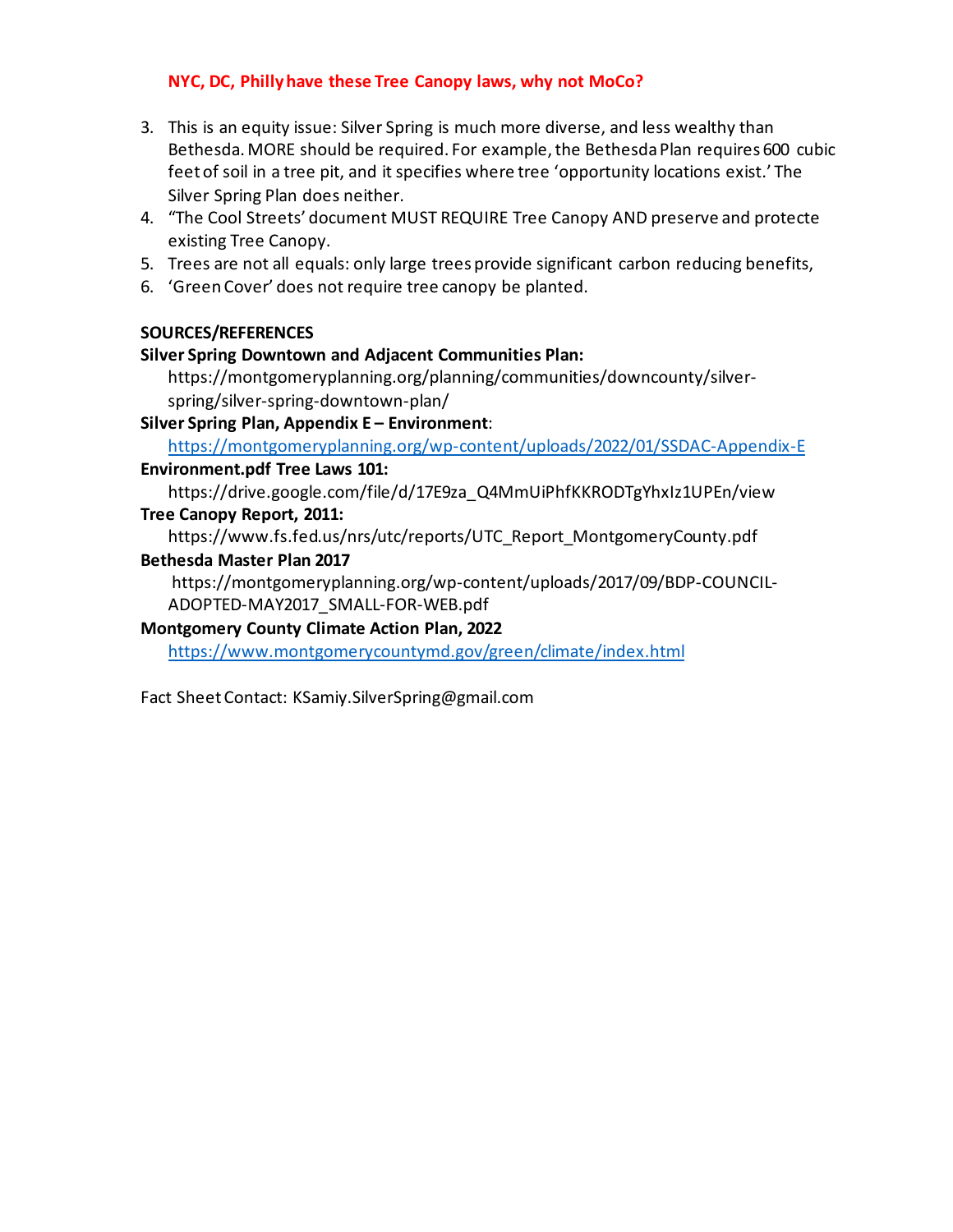**NYC, DC, Philly have these Tree Canopy laws, why not MoCo?**

3. This is an equity issue: Silver Spring is much more diverse, and less wealthy than Bethesda. MORE should be required. For example, the Bethesda Plan requires 600 cubic feet of soil in a tree pit, and it specifies where tree 'opportunity locations exist.' The Silver Spring Plan does neither.
4. "The Cool Streets' document MUST REQUIRE Tree Canopy AND preserve and protecte existing Tree Canopy.
5. Trees are not all equals: only large trees provide significant carbon reducing benefits,
6. 'Green Cover' does not require tree canopy be planted.

**SOURCES/REFERENCES**

**Silver Spring Downtown and Adjacent Communities Plan:**
https://montgomeryplanning.org/planning/communities/downcounty/silver-spring/silver-spring-downtown-plan/

**Silver Spring Plan, Appendix E – Environment**:
https://montgomeryplanning.org/wp-content/uploads/2022/01/SSDAC-Appendix-E

**Environment.pdf Tree Laws 101:**
https://drive.google.com/file/d/17E9za_Q4MmUiPhfKKRODTgYhxIz1UPEn/view

**Tree Canopy Report, 2011:**
https://www.fs.fed.us/nrs/utc/reports/UTC_Report_MontgomeryCounty.pdf

**Bethesda Master Plan 2017**
https://montgomeryplanning.org/wp-content/uploads/2017/09/BDP-COUNCIL-ADOPTED-MAY2017_SMALL-FOR-WEB.pdf

**Montgomery County Climate Action Plan, 2022**
https://www.montgomerycountymd.gov/green/climate/index.html

Fact Sheet Contact: KSamiy.SilverSpring@gmail.com